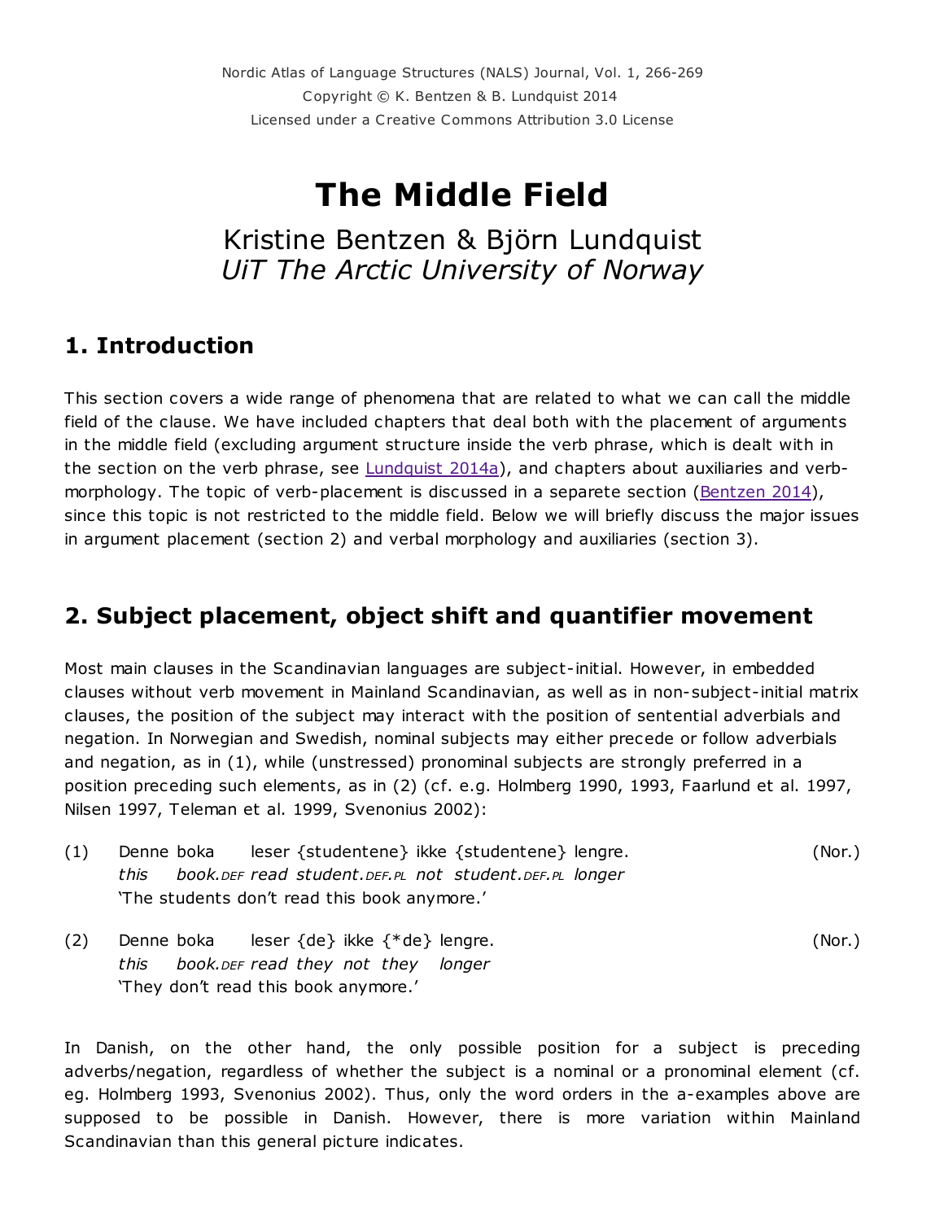Nordic Atlas of Language Structures (NALS) Journal, Vol. 1, 266-269
Copyright © K. Bentzen & B. Lundquist 2014
Licensed under a Creative Commons Attribution 3.0 License

# The Middle Field

Kristine Bentzen & Björn Lundquist
*UiT The Arctic University of Norway*

## 1. Introduction

This section covers a wide range of phenomena that are related to what we can call the middle field of the clause. We have included chapters that deal both with the placement of arguments in the middle field (excluding argument structure inside the verb phrase, which is dealt with in the section on the verb phrase, see Lundquist 2014a), and chapters about auxiliaries and verb-morphology. The topic of verb-placement is discussed in a separete section (Bentzen 2014), since this topic is not restricted to the middle field. Below we will briefly discuss the major issues in argument placement (section 2) and verbal morphology and auxiliaries (section 3).

## 2. Subject placement, object shift and quantifier movement

Most main clauses in the Scandinavian languages are subject-initial. However, in embedded clauses without verb movement in Mainland Scandinavian, as well as in non-subject-initial matrix clauses, the position of the subject may interact with the position of sentential adverbials and negation. In Norwegian and Swedish, nominal subjects may either precede or follow adverbials and negation, as in (1), while (unstressed) pronominal subjects are strongly preferred in a position preceding such elements, as in (2) (cf. e.g. Holmberg 1990, 1993, Faarlund et al. 1997, Nilsen 1997, Teleman et al. 1999, Svenonius 2002):

(1) Denne boka leser {studentene} ikke {studentene} lengre. (Nor.)
*this book.DEF read student.DEF.PL not student.DEF.PL longer*
'The students don't read this book anymore.'

(2) Denne boka leser {de} ikke {*de} lengre. (Nor.)
*this book.DEF read they not they longer*
'They don't read this book anymore.'

In Danish, on the other hand, the only possible position for a subject is preceding adverbs/negation, regardless of whether the subject is a nominal or a pronominal element (cf. eg. Holmberg 1993, Svenonius 2002). Thus, only the word orders in the a-examples above are supposed to be possible in Danish. However, there is more variation within Mainland Scandinavian than this general picture indicates.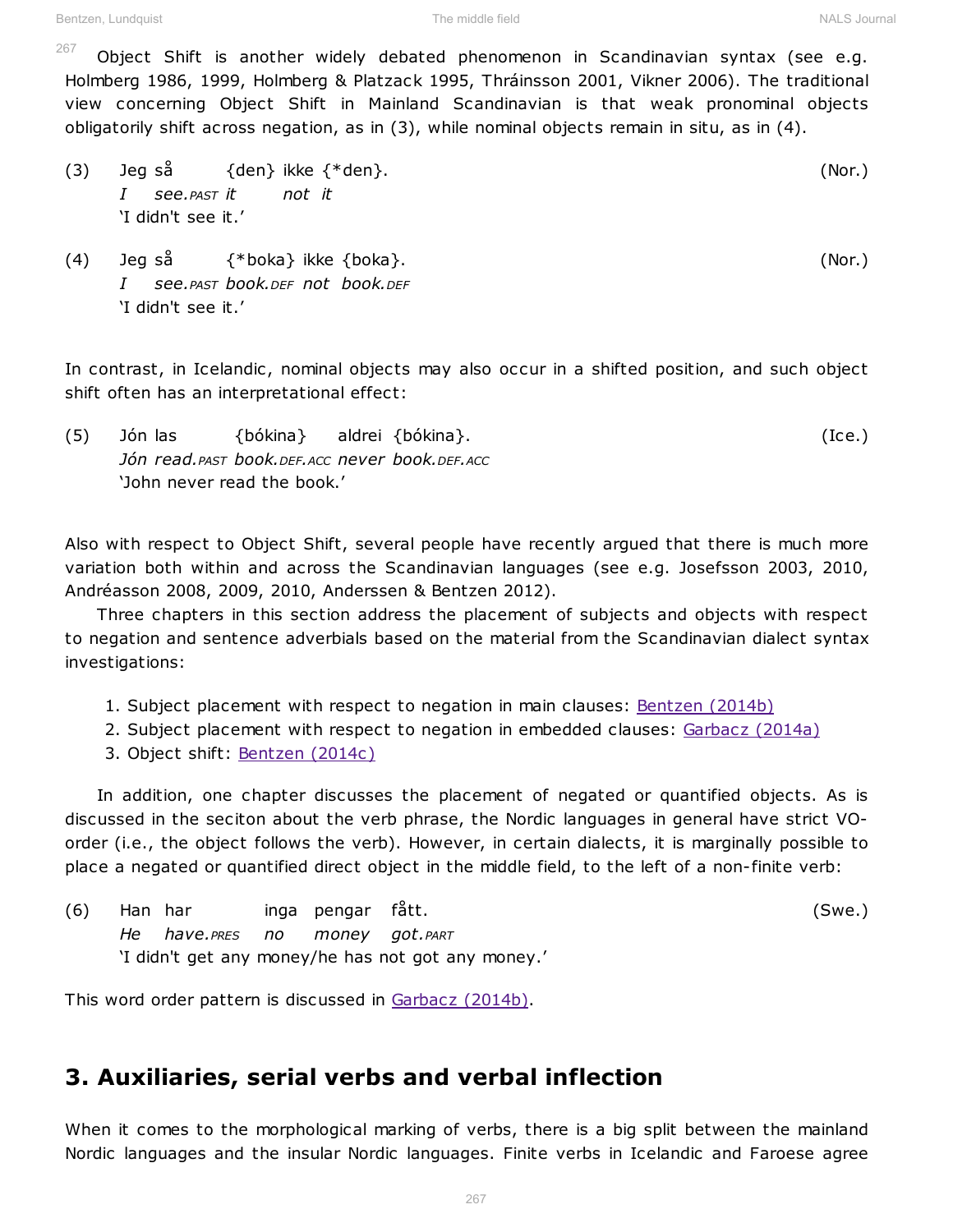Object Shift is another widely debated phenomenon in Scandinavian syntax (see e.g. Holmberg 1986, 1999, Holmberg & Platzack 1995, Thráinsson 2001, Vikner 2006). The traditional view concerning Object Shift in Mainland Scandinavian is that weak pronominal objects obligatorily shift across negation, as in (3), while nominal objects remain in situ, as in (4).

(3) Jeg så {den} ikke {*den}. (Nor.)
*I see.PAST it not it*
'I didn't see it.'

(4) Jeg så {*boka} ikke {boka}. (Nor.)
*I see.PAST book.DEF not book.DEF*
'I didn't see it.'

In contrast, in Icelandic, nominal objects may also occur in a shifted position, and such object shift often has an interpretational effect:

(5) Jón las {bókina} aldrei {bókina}. (Ice.)
*Jón read.PAST book.DEF.ACC never book.DEF.ACC*
'John never read the book.'

Also with respect to Object Shift, several people have recently argued that there is much more variation both within and across the Scandinavian languages (see e.g. Josefsson 2003, 2010, Andréasson 2008, 2009, 2010, Anderssen & Bentzen 2012).

Three chapters in this section address the placement of subjects and objects with respect to negation and sentence adverbials based on the material from the Scandinavian dialect syntax investigations:

1. Subject placement with respect to negation in main clauses: Bentzen (2014b)
2. Subject placement with respect to negation in embedded clauses: Garbacz (2014a)
3. Object shift: Bentzen (2014c)

In addition, one chapter discusses the placement of negated or quantified objects. As is discussed in the seciton about the verb phrase, the Nordic languages in general have strict VO-order (i.e., the object follows the verb). However, in certain dialects, it is marginally possible to place a negated or quantified direct object in the middle field, to the left of a non-finite verb:

(6) Han har inga pengar fått. (Swe.)
*He have.PRES no money got.PART*
'I didn't get any money/he has not got any money.'

This word order pattern is discussed in Garbacz (2014b).

## 3. Auxiliaries, serial verbs and verbal inflection

When it comes to the morphological marking of verbs, there is a big split between the mainland Nordic languages and the insular Nordic languages. Finite verbs in Icelandic and Faroese agree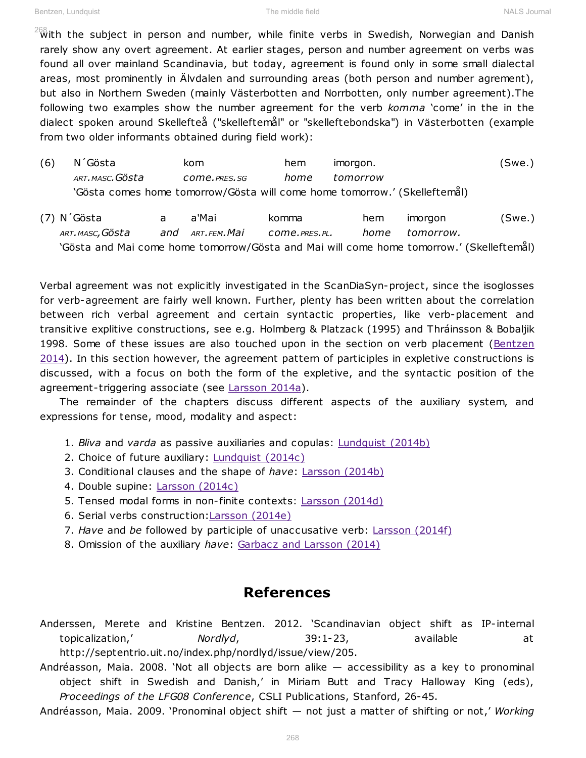with the subject in person and number, while finite verbs in Swedish, Norwegian and Danish rarely show any overt agreement. At earlier stages, person and number agreement on verbs was found all over mainland Scandinavia, but today, agreement is found only in some small dialectal areas, most prominently in Älvdalen and surrounding areas (both person and number agrement), but also in Northern Sweden (mainly Västerbotten and Norrbotten, only number agreement).The following two examples show the number agreement for the verb *komma* 'come' in the in the dialect spoken around Skellefteå ("skelleftemål" or "skelleftebondska") in Västerbotten (example from two older informants obtained during field work):

(6) N´Gösta kom hem imorgon. (Swe.)
*ART.MASC.Gösta come.PRES.SG home tomorrow*
'Gösta comes home tomorrow/Gösta will come home tomorrow.' (Skelleftemål)

(7) N´Gösta a a'Mai komma hem imorgon (Swe.)
*ART.MASC,Gösta and ART.FEM.Mai come.PRES.PL. home tomorrow.*
'Gösta and Mai come home tomorrow/Gösta and Mai will come home tomorrow.' (Skelleftemål)

Verbal agreement was not explicitly investigated in the ScanDiaSyn-project, since the isoglosses for verb-agreement are fairly well known. Further, plenty has been written about the correlation between rich verbal agreement and certain syntactic properties, like verb-placement and transitive explitive constructions, see e.g. Holmberg & Platzack (1995) and Thráinsson & Bobaljik 1998. Some of these issues are also touched upon in the section on verb placement (Bentzen 2014). In this section however, the agreement pattern of participles in expletive constructions is discussed, with a focus on both the form of the expletive, and the syntactic position of the agreement-triggering associate (see Larsson 2014a).

The remainder of the chapters discuss different aspects of the auxiliary system, and expressions for tense, mood, modality and aspect:

1. *Bliva* and *varda* as passive auxiliaries and copulas: Lundquist (2014b)
2. Choice of future auxiliary: Lundquist (2014c)
3. Conditional clauses and the shape of *have*: Larsson (2014b)
4. Double supine: Larsson (2014c)
5. Tensed modal forms in non-finite contexts: Larsson (2014d)
6. Serial verbs construction:Larsson (2014e)
7. *Have* and *be* followed by participle of unaccusative verb: Larsson (2014f)
8. Omission of the auxiliary *have*: Garbacz and Larsson (2014)

## References

Anderssen, Merete and Kristine Bentzen. 2012. 'Scandinavian object shift as IP-internal topicalization,' *Nordlyd*, 39:1-23, available at http://septentrio.uit.no/index.php/nordlyd/issue/view/205.

Andréasson, Maia. 2008. 'Not all objects are born alike — accessibility as a key to pronominal object shift in Swedish and Danish,' in Miriam Butt and Tracy Halloway King (eds), *Proceedings of the LFG08 Conference*, CSLI Publications, Stanford, 26-45.

Andréasson, Maia. 2009. 'Pronominal object shift — not just a matter of shifting or not,' *Working*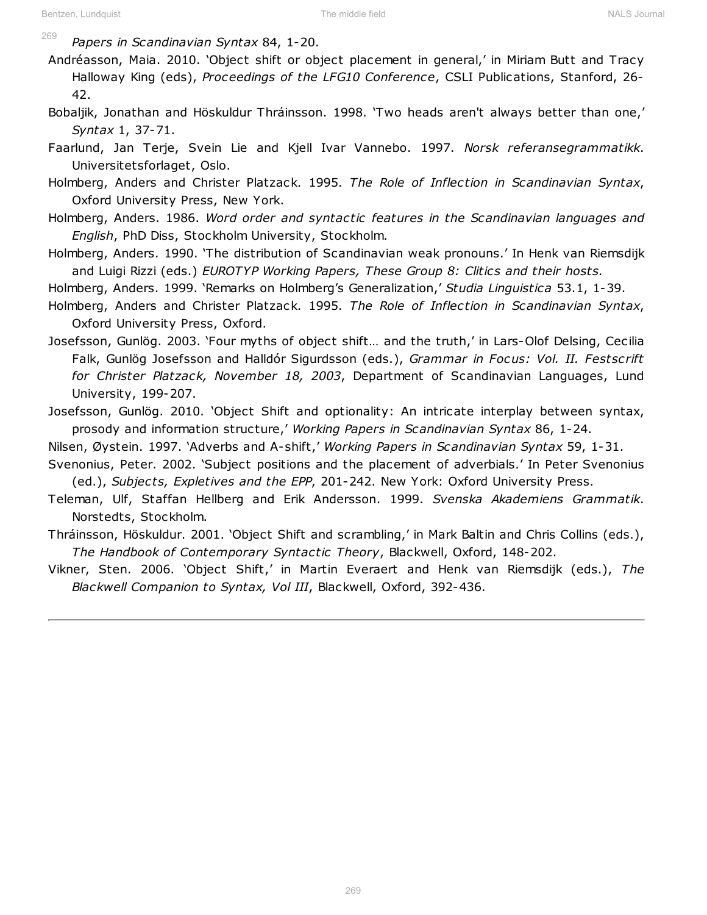*Papers in Scandinavian Syntax* 84, 1-20.

Andréasson, Maia. 2010. 'Object shift or object placement in general,' in Miriam Butt and Tracy Halloway King (eds), *Proceedings of the LFG10 Conference*, CSLI Publications, Stanford, 26-42.

Bobaljik, Jonathan and Höskuldur Thráinsson. 1998. 'Two heads aren't always better than one,' *Syntax* 1, 37-71.

Faarlund, Jan Terje, Svein Lie and Kjell Ivar Vannebo. 1997. *Norsk referansegrammatikk*. Universitetsforlaget, Oslo.

Holmberg, Anders and Christer Platzack. 1995. *The Role of Inflection in Scandinavian Syntax*, Oxford University Press, New York.

Holmberg, Anders. 1986. *Word order and syntactic features in the Scandinavian languages and English*, PhD Diss, Stockholm University, Stockholm.

Holmberg, Anders. 1990. 'The distribution of Scandinavian weak pronouns.' In Henk van Riemsdijk and Luigi Rizzi (eds.) *EUROTYP Working Papers, These Group 8: Clitics and their hosts.*

Holmberg, Anders. 1999. 'Remarks on Holmberg's Generalization,' *Studia Linguistica* 53.1, 1-39.

Holmberg, Anders and Christer Platzack. 1995. *The Role of Inflection in Scandinavian Syntax*, Oxford University Press, Oxford.

Josefsson, Gunlög. 2003. 'Four myths of object shift… and the truth,' in Lars-Olof Delsing, Cecilia Falk, Gunlög Josefsson and Halldór Sigurdsson (eds.), *Grammar in Focus: Vol. II. Festscrift for Christer Platzack, November 18, 2003*, Department of Scandinavian Languages, Lund University, 199-207.

Josefsson, Gunlög. 2010. 'Object Shift and optionality: An intricate interplay between syntax, prosody and information structure,' *Working Papers in Scandinavian Syntax* 86, 1-24.

Nilsen, Øystein. 1997. 'Adverbs and A-shift,' *Working Papers in Scandinavian Syntax* 59, 1-31.

Svenonius, Peter. 2002. 'Subject positions and the placement of adverbials.' In Peter Svenonius (ed.), *Subjects, Expletives and the EPP*, 201-242. New York: Oxford University Press.

Teleman, Ulf, Staffan Hellberg and Erik Andersson. 1999. *Svenska Akademiens Grammatik*. Norstedts, Stockholm.

Thráinsson, Höskuldur. 2001. 'Object Shift and scrambling,' in Mark Baltin and Chris Collins (eds.), *The Handbook of Contemporary Syntactic Theory*, Blackwell, Oxford, 148-202.

Vikner, Sten. 2006. 'Object Shift,' in Martin Everaert and Henk van Riemsdijk (eds.), *The Blackwell Companion to Syntax, Vol III*, Blackwell, Oxford, 392-436.